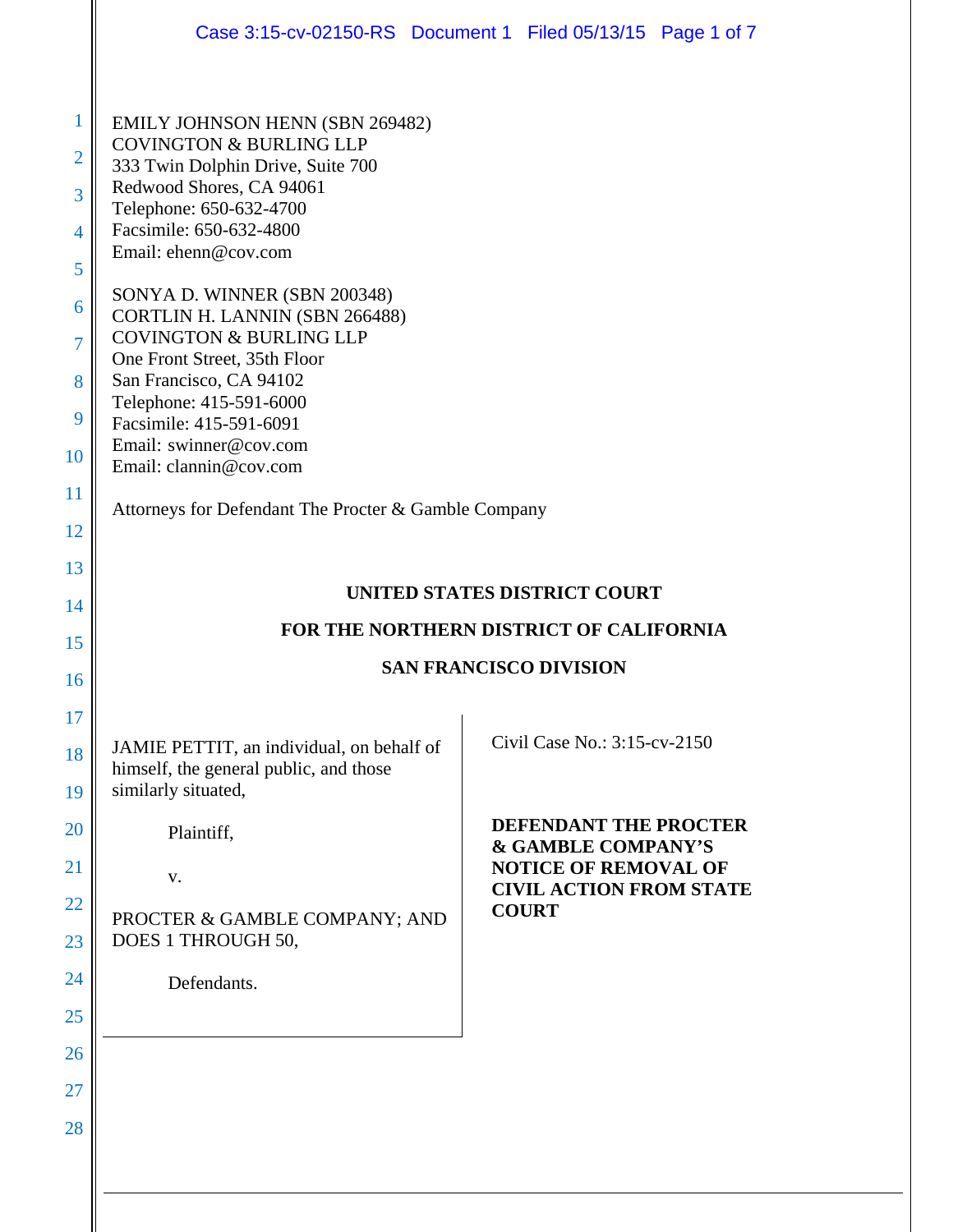EMILY JOHNSON HENN (SBN 269482)
COVINGTON & BURLING LLP
333 Twin Dolphin Drive, Suite 700
Redwood Shores, CA 94061
Telephone: 650-632-4700
Facsimile: 650-632-4800
Email: ehenn@cov.com

SONYA D. WINNER (SBN 200348)
CORTLIN H. LANNIN (SBN 266488)
COVINGTON & BURLING LLP
One Front Street, 35th Floor
San Francisco, CA 94102
Telephone: 415-591-6000
Facsimile: 415-591-6091
Email: swinner@cov.com
Email: clannin@cov.com

Attorneys for Defendant The Procter & Gamble Company

**UNITED STATES DISTRICT COURT**

**FOR THE NORTHERN DISTRICT OF CALIFORNIA**

**SAN FRANCISCO DIVISION**

JAMIE PETTIT, an individual, on behalf of himself, the general public, and those similarly situated,

Plaintiff,

v.

PROCTER & GAMBLE COMPANY; AND DOES 1 THROUGH 50,

Defendants.

Civil Case No.: 3:15-cv-2150

**DEFENDANT THE PROCTER & GAMBLE COMPANY'S NOTICE OF REMOVAL OF CIVIL ACTION FROM STATE COURT**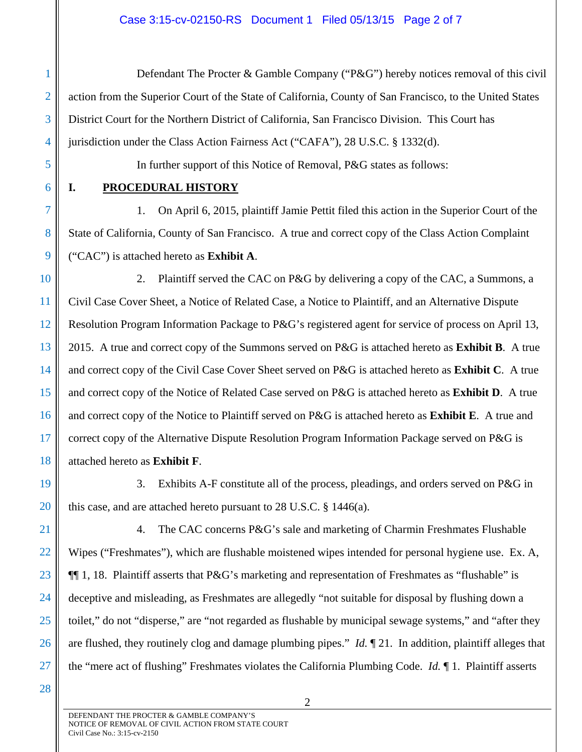Defendant The Procter & Gamble Company ("P&G") hereby notices removal of this civil action from the Superior Court of the State of California, County of San Francisco, to the United States District Court for the Northern District of California, San Francisco Division. This Court has jurisdiction under the Class Action Fairness Act ("CAFA"), 28 U.S.C. § 1332(d).

In further support of this Notice of Removal, P&G states as follows:

## I. PROCEDURAL HISTORY

1. On April 6, 2015, plaintiff Jamie Pettit filed this action in the Superior Court of the State of California, County of San Francisco. A true and correct copy of the Class Action Complaint ("CAC") is attached hereto as **Exhibit A**.

2. Plaintiff served the CAC on P&G by delivering a copy of the CAC, a Summons, a Civil Case Cover Sheet, a Notice of Related Case, a Notice to Plaintiff, and an Alternative Dispute Resolution Program Information Package to P&G's registered agent for service of process on April 13, 2015. A true and correct copy of the Summons served on P&G is attached hereto as **Exhibit B**. A true and correct copy of the Civil Case Cover Sheet served on P&G is attached hereto as **Exhibit C**. A true and correct copy of the Notice of Related Case served on P&G is attached hereto as **Exhibit D**. A true and correct copy of the Notice to Plaintiff served on P&G is attached hereto as **Exhibit E**. A true and correct copy of the Alternative Dispute Resolution Program Information Package served on P&G is attached hereto as **Exhibit F**.

3. Exhibits A-F constitute all of the process, pleadings, and orders served on P&G in this case, and are attached hereto pursuant to 28 U.S.C. § 1446(a).

4. The CAC concerns P&G's sale and marketing of Charmin Freshmates Flushable Wipes ("Freshmates"), which are flushable moistened wipes intended for personal hygiene use. Ex. A, ¶¶ 1, 18. Plaintiff asserts that P&G's marketing and representation of Freshmates as "flushable" is deceptive and misleading, as Freshmates are allegedly "not suitable for disposal by flushing down a toilet," do not "disperse," are "not regarded as flushable by municipal sewage systems," and "after they are flushed, they routinely clog and damage plumbing pipes." *Id.* ¶ 21. In addition, plaintiff alleges that the "mere act of flushing" Freshmates violates the California Plumbing Code. *Id.* ¶ 1. Plaintiff asserts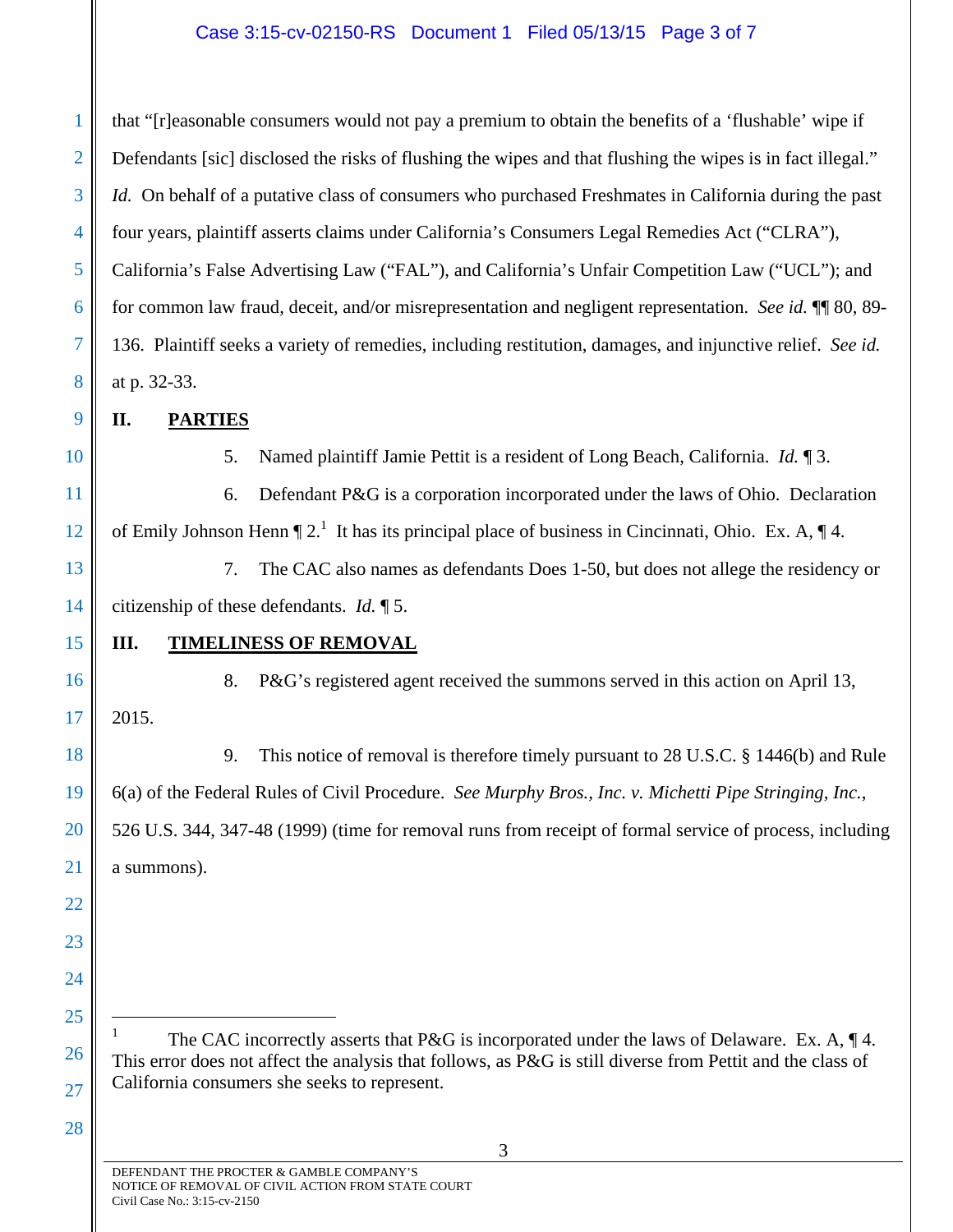that "[r]easonable consumers would not pay a premium to obtain the benefits of a 'flushable' wipe if Defendants [sic] disclosed the risks of flushing the wipes and that flushing the wipes is in fact illegal." *Id.* On behalf of a putative class of consumers who purchased Freshmates in California during the past four years, plaintiff asserts claims under California's Consumers Legal Remedies Act ("CLRA"), California's False Advertising Law ("FAL"), and California's Unfair Competition Law ("UCL"); and for common law fraud, deceit, and/or misrepresentation and negligent representation. *See id.* ¶¶ 80, 89-136. Plaintiff seeks a variety of remedies, including restitution, damages, and injunctive relief. *See id.* at p. 32-33.

## II. PARTIES

5. Named plaintiff Jamie Pettit is a resident of Long Beach, California. *Id.* ¶ 3.

6. Defendant P&G is a corporation incorporated under the laws of Ohio. Declaration of Emily Johnson Henn ¶ 2.[1] It has its principal place of business in Cincinnati, Ohio. Ex. A, ¶ 4.

7. The CAC also names as defendants Does 1-50, but does not allege the residency or citizenship of these defendants. *Id.* ¶ 5.

## III. TIMELINESS OF REMOVAL

8. P&G's registered agent received the summons served in this action on April 13, 2015.

9. This notice of removal is therefore timely pursuant to 28 U.S.C. § 1446(b) and Rule 6(a) of the Federal Rules of Civil Procedure. *See Murphy Bros., Inc. v. Michetti Pipe Stringing, Inc.*, 526 U.S. 344, 347-48 (1999) (time for removal runs from receipt of formal service of process, including a summons).

---

[1] The CAC incorrectly asserts that P&G is incorporated under the laws of Delaware. Ex. A, ¶ 4. This error does not affect the analysis that follows, as P&G is still diverse from Pettit and the class of California consumers she seeks to represent.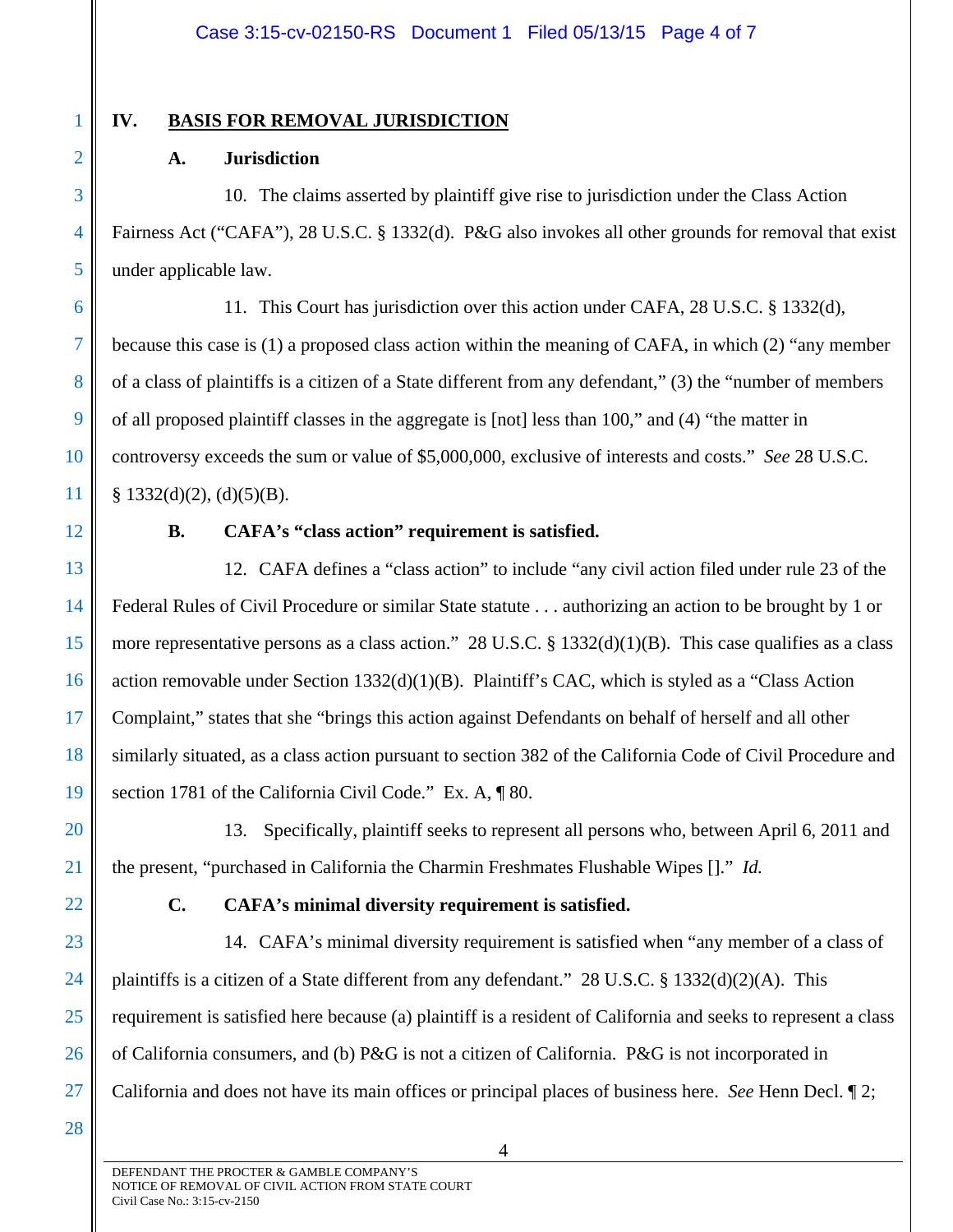## IV. BASIS FOR REMOVAL JURISDICTION

### A. Jurisdiction

10. The claims asserted by plaintiff give rise to jurisdiction under the Class Action Fairness Act ("CAFA"), 28 U.S.C. § 1332(d). P&G also invokes all other grounds for removal that exist under applicable law.

11. This Court has jurisdiction over this action under CAFA, 28 U.S.C. § 1332(d), because this case is (1) a proposed class action within the meaning of CAFA, in which (2) "any member of a class of plaintiffs is a citizen of a State different from any defendant," (3) the "number of members of all proposed plaintiff classes in the aggregate is [not] less than 100," and (4) "the matter in controversy exceeds the sum or value of $5,000,000, exclusive of interests and costs." *See* 28 U.S.C. § 1332(d)(2), (d)(5)(B).

### B. CAFA's "class action" requirement is satisfied.

12. CAFA defines a "class action" to include "any civil action filed under rule 23 of the Federal Rules of Civil Procedure or similar State statute . . . authorizing an action to be brought by 1 or more representative persons as a class action." 28 U.S.C. § 1332(d)(1)(B). This case qualifies as a class action removable under Section 1332(d)(1)(B). Plaintiff's CAC, which is styled as a "Class Action Complaint," states that she "brings this action against Defendants on behalf of herself and all other similarly situated, as a class action pursuant to section 382 of the California Code of Civil Procedure and section 1781 of the California Civil Code." Ex. A, ¶ 80.

13. Specifically, plaintiff seeks to represent all persons who, between April 6, 2011 and the present, "purchased in California the Charmin Freshmates Flushable Wipes []." *Id.*

### C. CAFA's minimal diversity requirement is satisfied.

14. CAFA's minimal diversity requirement is satisfied when "any member of a class of plaintiffs is a citizen of a State different from any defendant." 28 U.S.C. § 1332(d)(2)(A). This requirement is satisfied here because (a) plaintiff is a resident of California and seeks to represent a class of California consumers, and (b) P&G is not a citizen of California. P&G is not incorporated in California and does not have its main offices or principal places of business here. *See* Henn Decl. ¶ 2;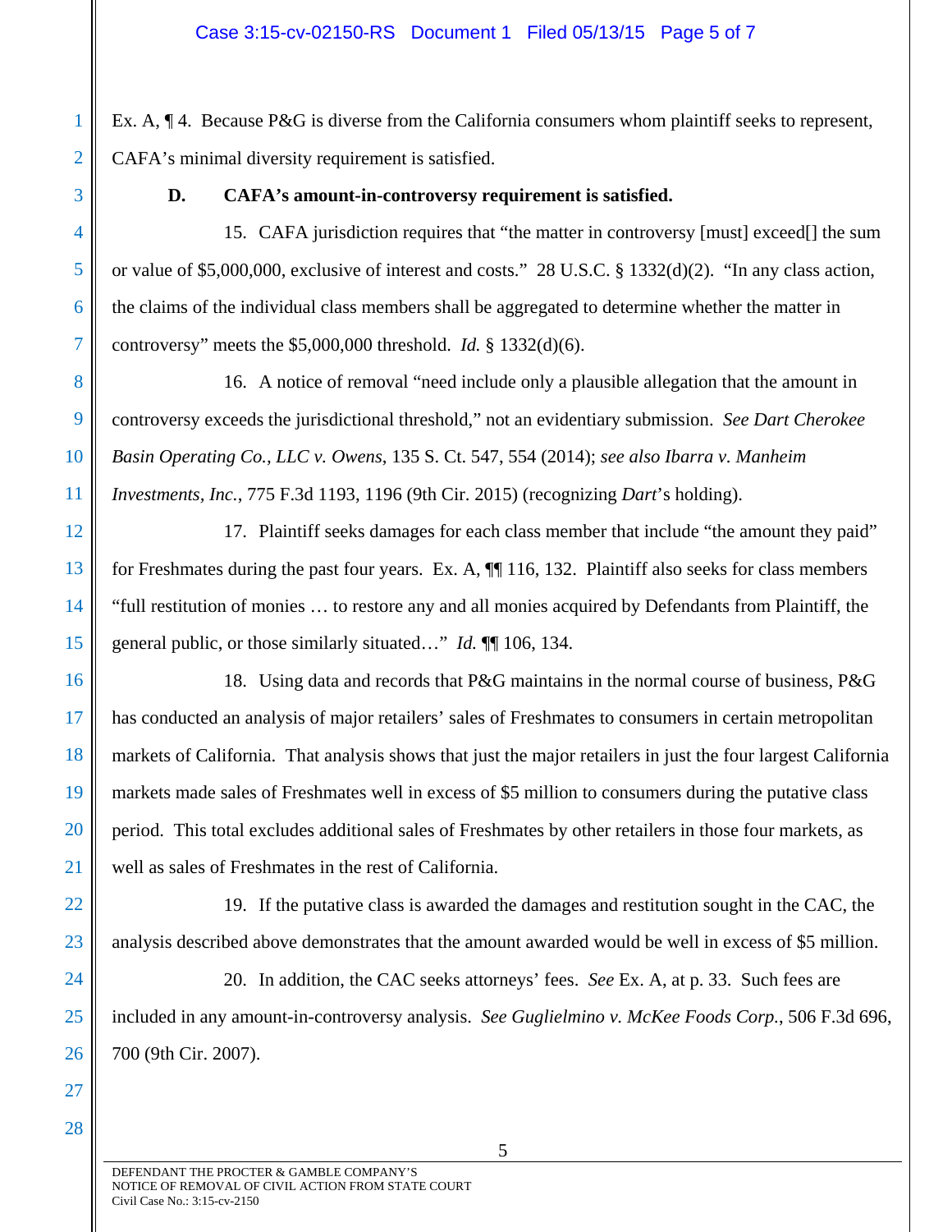Ex. A, ¶ 4. Because P&G is diverse from the California consumers whom plaintiff seeks to represent, CAFA's minimal diversity requirement is satisfied.

**D. CAFA's amount-in-controversy requirement is satisfied.**

15. CAFA jurisdiction requires that "the matter in controversy [must] exceed[] the sum or value of $5,000,000, exclusive of interest and costs." 28 U.S.C. § 1332(d)(2). "In any class action, the claims of the individual class members shall be aggregated to determine whether the matter in controversy" meets the $5,000,000 threshold. *Id.* § 1332(d)(6).

16. A notice of removal "need include only a plausible allegation that the amount in controversy exceeds the jurisdictional threshold," not an evidentiary submission. *See Dart Cherokee Basin Operating Co., LLC v. Owens*, 135 S. Ct. 547, 554 (2014); *see also Ibarra v. Manheim Investments, Inc.*, 775 F.3d 1193, 1196 (9th Cir. 2015) (recognizing *Dart*'s holding).

17. Plaintiff seeks damages for each class member that include "the amount they paid" for Freshmates during the past four years. Ex. A, ¶¶ 116, 132. Plaintiff also seeks for class members "full restitution of monies … to restore any and all monies acquired by Defendants from Plaintiff, the general public, or those similarly situated…" *Id.* ¶¶ 106, 134.

18. Using data and records that P&G maintains in the normal course of business, P&G has conducted an analysis of major retailers' sales of Freshmates to consumers in certain metropolitan markets of California. That analysis shows that just the major retailers in just the four largest California markets made sales of Freshmates well in excess of $5 million to consumers during the putative class period. This total excludes additional sales of Freshmates by other retailers in those four markets, as well as sales of Freshmates in the rest of California.

19. If the putative class is awarded the damages and restitution sought in the CAC, the analysis described above demonstrates that the amount awarded would be well in excess of $5 million.

20. In addition, the CAC seeks attorneys' fees. *See* Ex. A, at p. 33. Such fees are included in any amount-in-controversy analysis. *See Guglielmino v. McKee Foods Corp.*, 506 F.3d 696, 700 (9th Cir. 2007).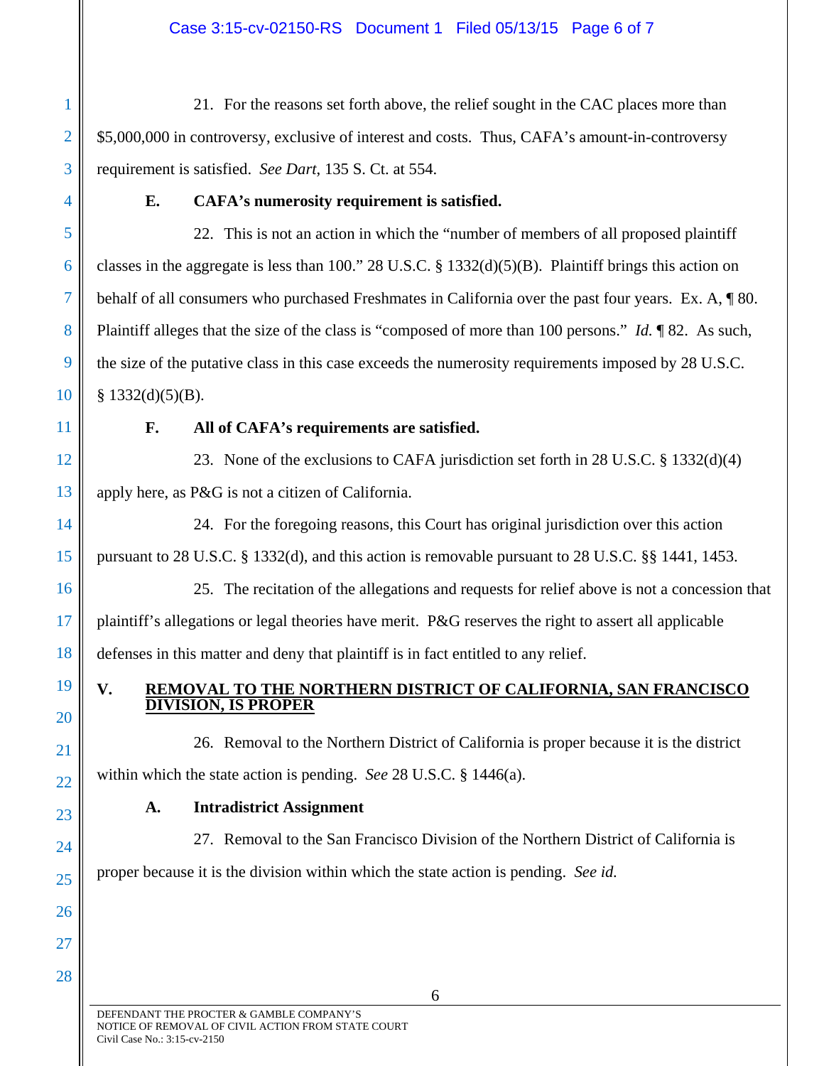21. For the reasons set forth above, the relief sought in the CAC places more than $5,000,000 in controversy, exclusive of interest and costs. Thus, CAFA's amount-in-controversy requirement is satisfied. *See Dart*, 135 S. Ct. at 554.

**E. CAFA's numerosity requirement is satisfied.**

22. This is not an action in which the "number of members of all proposed plaintiff classes in the aggregate is less than 100." 28 U.S.C. § 1332(d)(5)(B). Plaintiff brings this action on behalf of all consumers who purchased Freshmates in California over the past four years. Ex. A, ¶ 80. Plaintiff alleges that the size of the class is "composed of more than 100 persons." *Id.* ¶ 82. As such, the size of the putative class in this case exceeds the numerosity requirements imposed by 28 U.S.C. § 1332(d)(5)(B).

**F. All of CAFA's requirements are satisfied.**

23. None of the exclusions to CAFA jurisdiction set forth in 28 U.S.C. § 1332(d)(4) apply here, as P&G is not a citizen of California.

24. For the foregoing reasons, this Court has original jurisdiction over this action pursuant to 28 U.S.C. § 1332(d), and this action is removable pursuant to 28 U.S.C. §§ 1441, 1453.

25. The recitation of the allegations and requests for relief above is not a concession that plaintiff's allegations or legal theories have merit. P&G reserves the right to assert all applicable defenses in this matter and deny that plaintiff is in fact entitled to any relief.

## V. REMOVAL TO THE NORTHERN DISTRICT OF CALIFORNIA, SAN FRANCISCO DIVISION, IS PROPER

26. Removal to the Northern District of California is proper because it is the district within which the state action is pending. *See* 28 U.S.C. § 1446(a).

**A. Intradistrict Assignment**

27. Removal to the San Francisco Division of the Northern District of California is proper because it is the division within which the state action is pending. *See id.*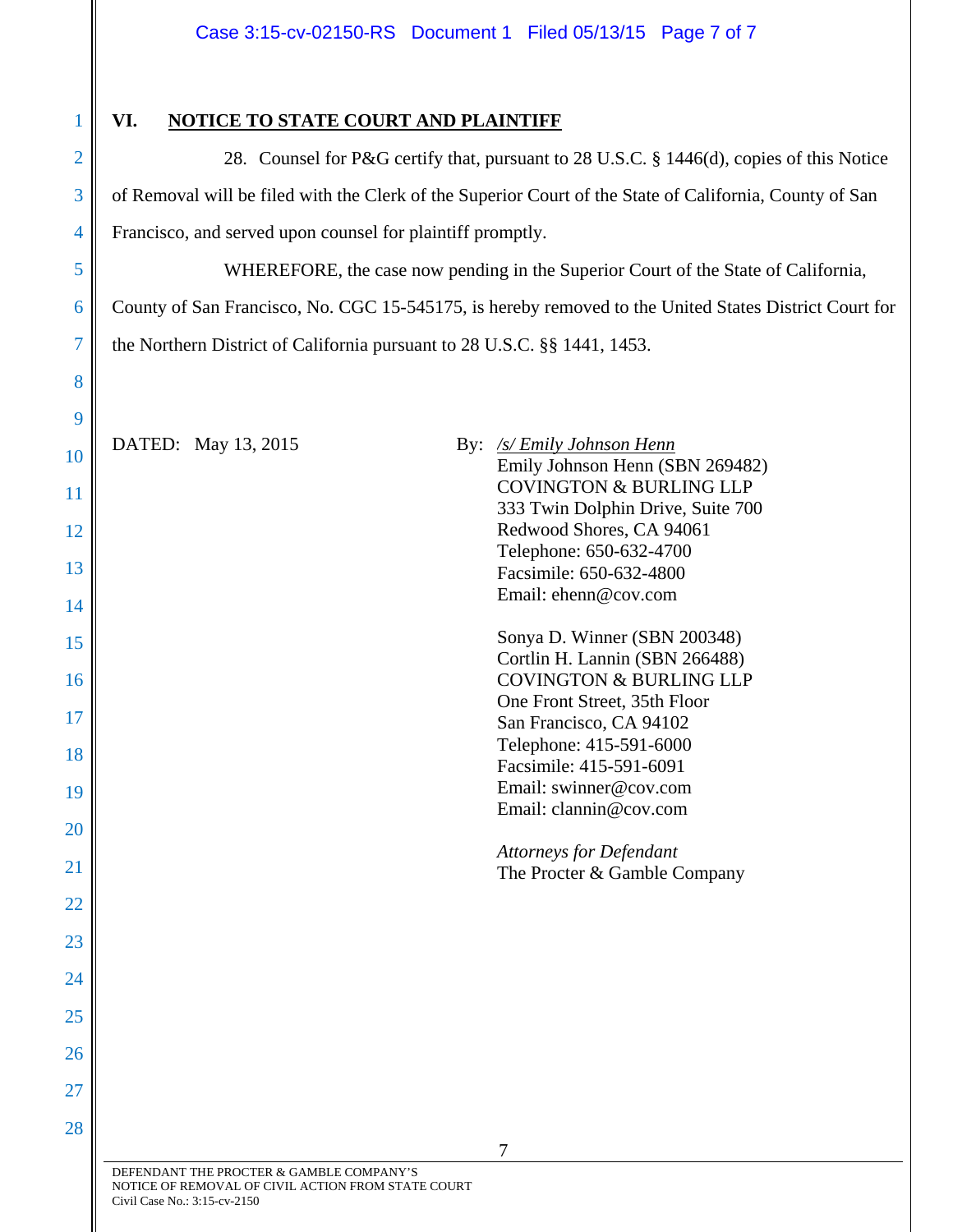## VI. NOTICE TO STATE COURT AND PLAINTIFF

28. Counsel for P&G certify that, pursuant to 28 U.S.C. § 1446(d), copies of this Notice of Removal will be filed with the Clerk of the Superior Court of the State of California, County of San Francisco, and served upon counsel for plaintiff promptly.

WHEREFORE, the case now pending in the Superior Court of the State of California, County of San Francisco, No. CGC 15-545175, is hereby removed to the United States District Court for the Northern District of California pursuant to 28 U.S.C. §§ 1441, 1453.

DATED: May 13, 2015

By: */s/ Emily Johnson Henn*
Emily Johnson Henn (SBN 269482)
COVINGTON & BURLING LLP
333 Twin Dolphin Drive, Suite 700
Redwood Shores, CA 94061
Telephone: 650-632-4700
Facsimile: 650-632-4800
Email: ehenn@cov.com

Sonya D. Winner (SBN 200348)
Cortlin H. Lannin (SBN 266488)
COVINGTON & BURLING LLP
One Front Street, 35th Floor
San Francisco, CA 94102
Telephone: 415-591-6000
Facsimile: 415-591-6091
Email: swinner@cov.com
Email: clannin@cov.com

*Attorneys for Defendant*
The Procter & Gamble Company